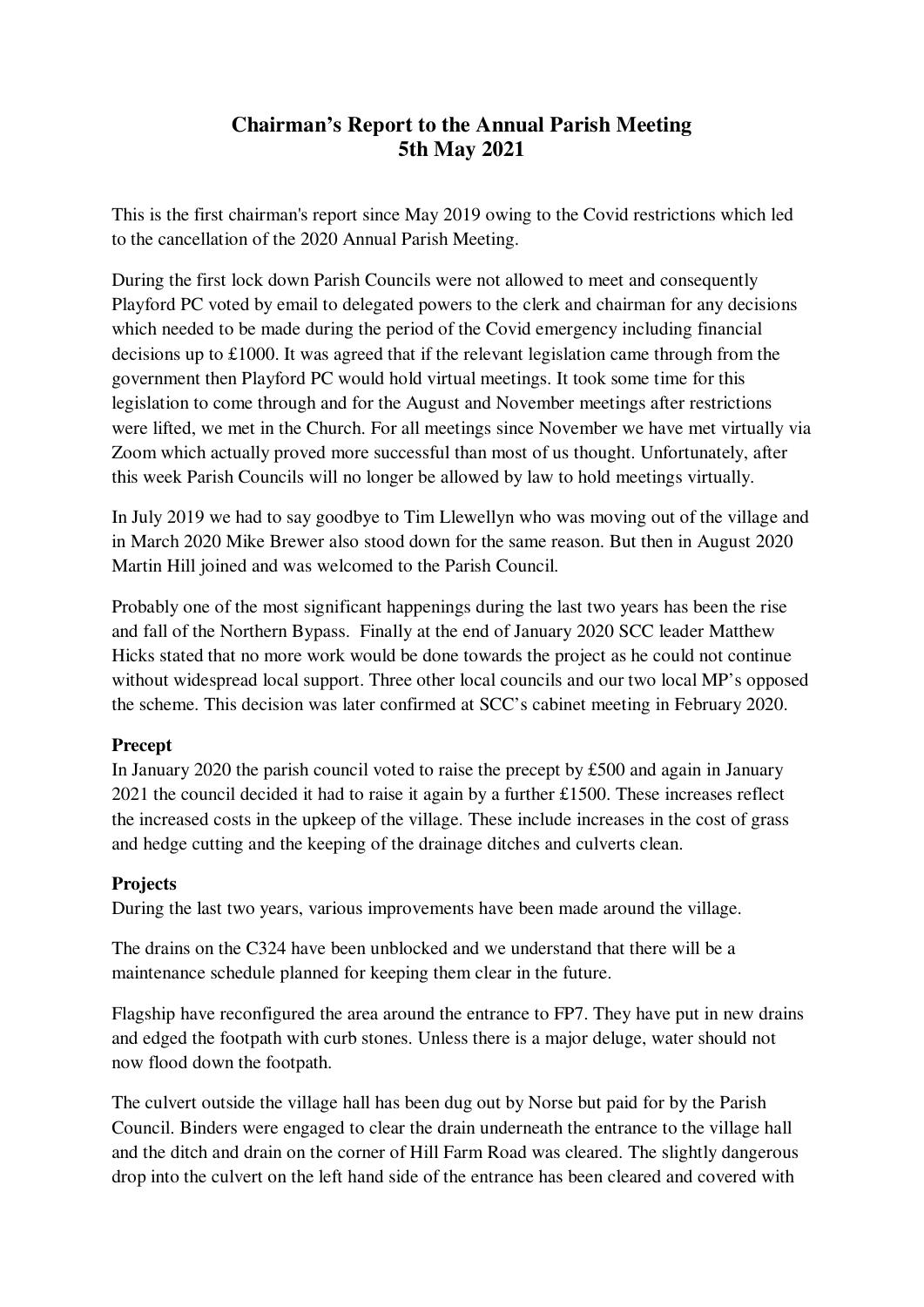# Chairman's Report to the Annual Parish Meeting
# 5th May 2021

This is the first chairman's report since May 2019 owing to the Covid restrictions which led to the cancellation of the 2020 Annual Parish Meeting.

During the first lock down Parish Councils were not allowed to meet and consequently Playford PC voted by email to delegated powers to the clerk and chairman for any decisions which needed to be made during the period of the Covid emergency including financial decisions up to £1000. It was agreed that if the relevant legislation came through from the government then Playford PC would hold virtual meetings. It took some time for this legislation to come through and for the August and November meetings after restrictions were lifted, we met in the Church. For all meetings since November we have met virtually via Zoom which actually proved more successful than most of us thought. Unfortunately, after this week Parish Councils will no longer be allowed by law to hold meetings virtually.

In July 2019 we had to say goodbye to Tim Llewellyn who was moving out of the village and in March 2020 Mike Brewer also stood down for the same reason. But then in August 2020 Martin Hill joined and was welcomed to the Parish Council.

Probably one of the most significant happenings during the last two years has been the rise and fall of the Northern Bypass. Finally at the end of January 2020 SCC leader Matthew Hicks stated that no more work would be done towards the project as he could not continue without widespread local support. Three other local councils and our two local MP's opposed the scheme. This decision was later confirmed at SCC's cabinet meeting in February 2020.

**Precept**

In January 2020 the parish council voted to raise the precept by £500 and again in January 2021 the council decided it had to raise it again by a further £1500. These increases reflect the increased costs in the upkeep of the village. These include increases in the cost of grass and hedge cutting and the keeping of the drainage ditches and culverts clean.

**Projects**

During the last two years, various improvements have been made around the village.

The drains on the C324 have been unblocked and we understand that there will be a maintenance schedule planned for keeping them clear in the future.

Flagship have reconfigured the area around the entrance to FP7. They have put in new drains and edged the footpath with curb stones. Unless there is a major deluge, water should not now flood down the footpath.

The culvert outside the village hall has been dug out by Norse but paid for by the Parish Council. Binders were engaged to clear the drain underneath the entrance to the village hall and the ditch and drain on the corner of Hill Farm Road was cleared. The slightly dangerous drop into the culvert on the left hand side of the entrance has been cleared and covered with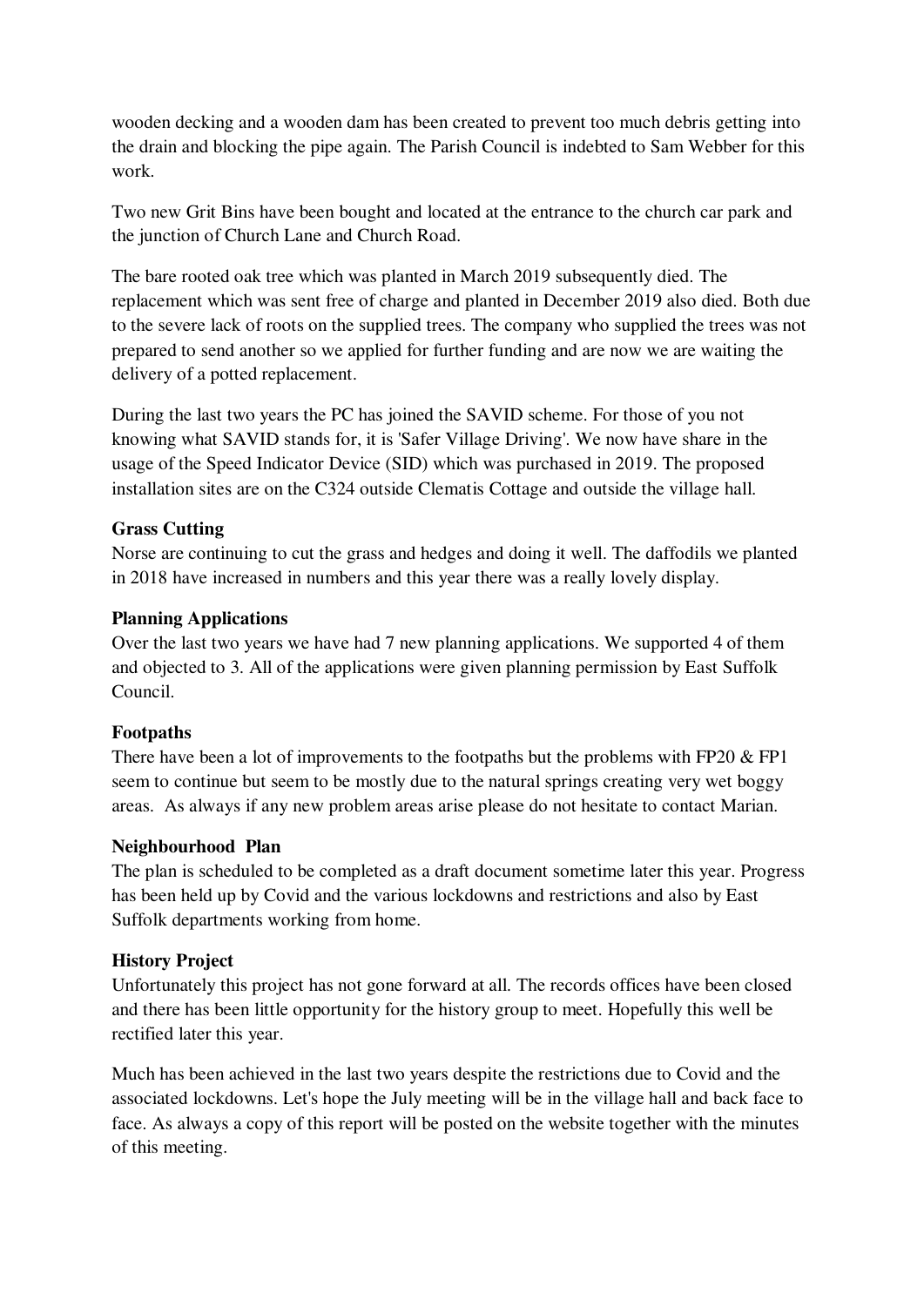wooden decking and a wooden dam has been created to prevent too much debris getting into the drain and blocking the pipe again. The Parish Council is indebted to Sam Webber for this work.

Two new Grit Bins have been bought and located at the entrance to the church car park and the junction of Church Lane and Church Road.

The bare rooted oak tree which was planted in March 2019 subsequently died. The replacement which was sent free of charge and planted in December 2019 also died. Both due to the severe lack of roots on the supplied trees. The company who supplied the trees was not prepared to send another so we applied for further funding and are now we are waiting the delivery of a potted replacement.

During the last two years the PC has joined the SAVID scheme. For those of you not knowing what SAVID stands for, it is 'Safer Village Driving'. We now have share in the usage of the Speed Indicator Device (SID) which was purchased in 2019. The proposed installation sites are on the C324 outside Clematis Cottage and outside the village hall.

**Grass Cutting**
Norse are continuing to cut the grass and hedges and doing it well. The daffodils we planted in 2018 have increased in numbers and this year there was a really lovely display.

**Planning Applications**
Over the last two years we have had 7 new planning applications. We supported 4 of them and objected to 3. All of the applications were given planning permission by East Suffolk Council.

**Footpaths**
There have been a lot of improvements to the footpaths but the problems with FP20 & FP1 seem to continue but seem to be mostly due to the natural springs creating very wet boggy areas. As always if any new problem areas arise please do not hesitate to contact Marian.

**Neighbourhood Plan**
The plan is scheduled to be completed as a draft document sometime later this year. Progress has been held up by Covid and the various lockdowns and restrictions and also by East Suffolk departments working from home.

**History Project**
Unfortunately this project has not gone forward at all. The records offices have been closed and there has been little opportunity for the history group to meet. Hopefully this well be rectified later this year.

Much has been achieved in the last two years despite the restrictions due to Covid and the associated lockdowns. Let's hope the July meeting will be in the village hall and back face to face. As always a copy of this report will be posted on the website together with the minutes of this meeting.